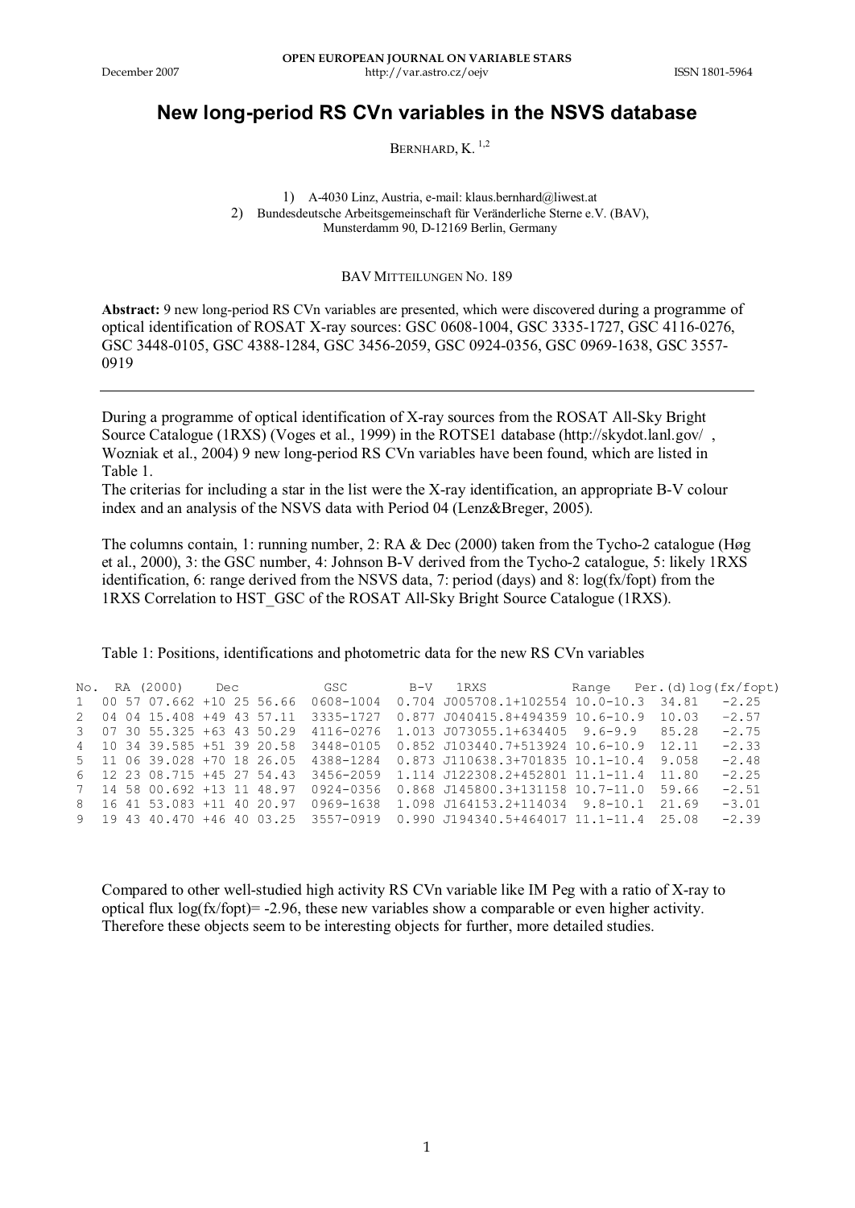# New long-period RS CVn variables in the NSVS database

BERNHARD, K. [1,2]

1) A-4030 Linz, Austria, e-mail: klaus.bernhard@liwest.at
2) Bundesdeutsche Arbeitsgemeinschaft für Veränderliche Sterne e.V. (BAV), Munsterdamm 90, D-12169 Berlin, Germany

BAV MITTEILUNGEN NO. 189

**Abstract:** 9 new long-period RS CVn variables are presented, which were discovered during a programme of optical identification of ROSAT X-ray sources: GSC 0608-1004, GSC 3335-1727, GSC 4116-0276, GSC 3448-0105, GSC 4388-1284, GSC 3456-2059, GSC 0924-0356, GSC 0969-1638, GSC 3557-0919

---

During a programme of optical identification of X-ray sources from the ROSAT All-Sky Bright Source Catalogue (1RXS) (Voges et al., 1999) in the ROTSE1 database (http://skydot.lanl.gov/ , Wozniak et al., 2004) 9 new long-period RS CVn variables have been found, which are listed in Table 1.
The criterias for including a star in the list were the X-ray identification, an appropriate B-V colour index and an analysis of the NSVS data with Period 04 (Lenz&Breger, 2005).

The columns contain, 1: running number, 2: RA & Dec (2000) taken from the Tycho-2 catalogue (Høg et al., 2000), 3: the GSC number, 4: Johnson B-V derived from the Tycho-2 catalogue, 5: likely 1RXS identification, 6: range derived from the NSVS data, 7: period (days) and 8: log(fx/fopt) from the 1RXS Correlation to HST_GSC of the ROSAT All-Sky Bright Source Catalogue (1RXS).

Table 1: Positions, identifications and photometric data for the new RS CVn variables

| No. | RA (2000) | Dec | GSC | B-V | 1RXS | Range | Per.(d) | log(fx/fopt) |
|---|---|---|---|---|---|---|---|---|
| 1 | 00 57 07.662 | +10 25 56.66 | 0608-1004 | 0.704 | J005708.1+102554 | 10.0-10.3 | 34.81 | -2.25 |
| 2 | 04 04 15.408 | +49 43 57.11 | 3335-1727 | 0.877 | J040415.8+494359 | 10.6-10.9 | 10.03 | -2.57 |
| 3 | 07 30 55.325 | +63 43 50.29 | 4116-0276 | 1.013 | J073055.1+634405 | 9.6-9.9 | 85.28 | -2.75 |
| 4 | 10 34 39.585 | +51 39 20.58 | 3448-0105 | 0.852 | J103440.7+513924 | 10.6-10.9 | 12.11 | -2.33 |
| 5 | 11 06 39.028 | +70 18 26.05 | 4388-1284 | 0.873 | J110638.3+701835 | 10.1-10.4 | 9.058 | -2.48 |
| 6 | 12 23 08.715 | +45 27 54.43 | 3456-2059 | 1.114 | J122308.2+452801 | 11.1-11.4 | 11.80 | -2.25 |
| 7 | 14 58 00.692 | +13 11 48.97 | 0924-0356 | 0.868 | J145800.3+131158 | 10.7-11.0 | 59.66 | -2.51 |
| 8 | 16 41 53.083 | +11 40 20.97 | 0969-1638 | 1.098 | J164153.2+114034 | 9.8-10.1 | 21.69 | -3.01 |
| 9 | 19 43 40.470 | +46 40 03.25 | 3557-0919 | 0.990 | J194340.5+464017 | 11.1-11.4 | 25.08 | -2.39 |

Compared to other well-studied high activity RS CVn variable like IM Peg with a ratio of X-ray to optical flux log(fx/fopt)= -2.96, these new variables show a comparable or even higher activity. Therefore these objects seem to be interesting objects for further, more detailed studies.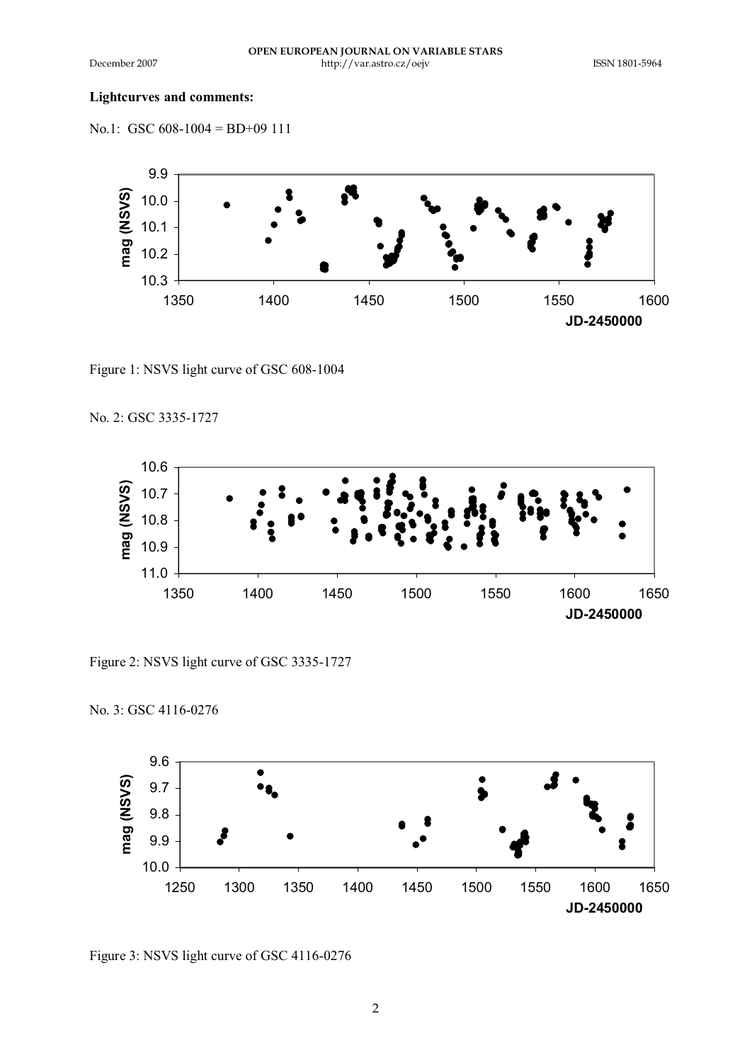**Lightcurves and comments:**

No.1: GSC 608-1004 = BD+09 111

Figure 1: NSVS light curve of GSC 608-1004

No. 2: GSC 3335-1727

Figure 2: NSVS light curve of GSC 3335-1727

No. 3: GSC 4116-0276

Figure 3: NSVS light curve of GSC 4116-0276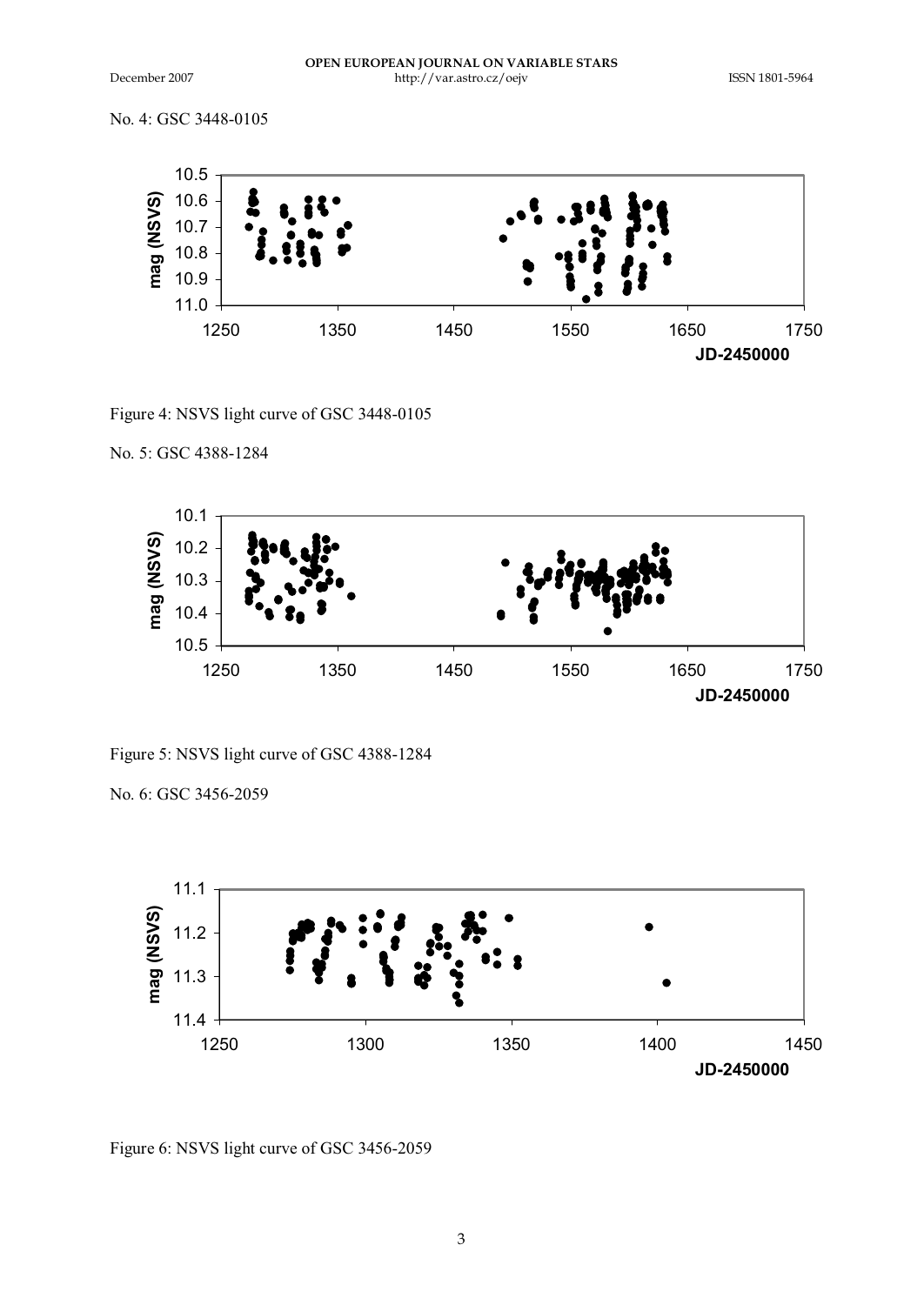No. 4: GSC 3448-0105

Figure 4: NSVS light curve of GSC 3448-0105

No. 5: GSC 4388-1284

Figure 5: NSVS light curve of GSC 4388-1284

No. 6: GSC 3456-2059

Figure 6: NSVS light curve of GSC 3456-2059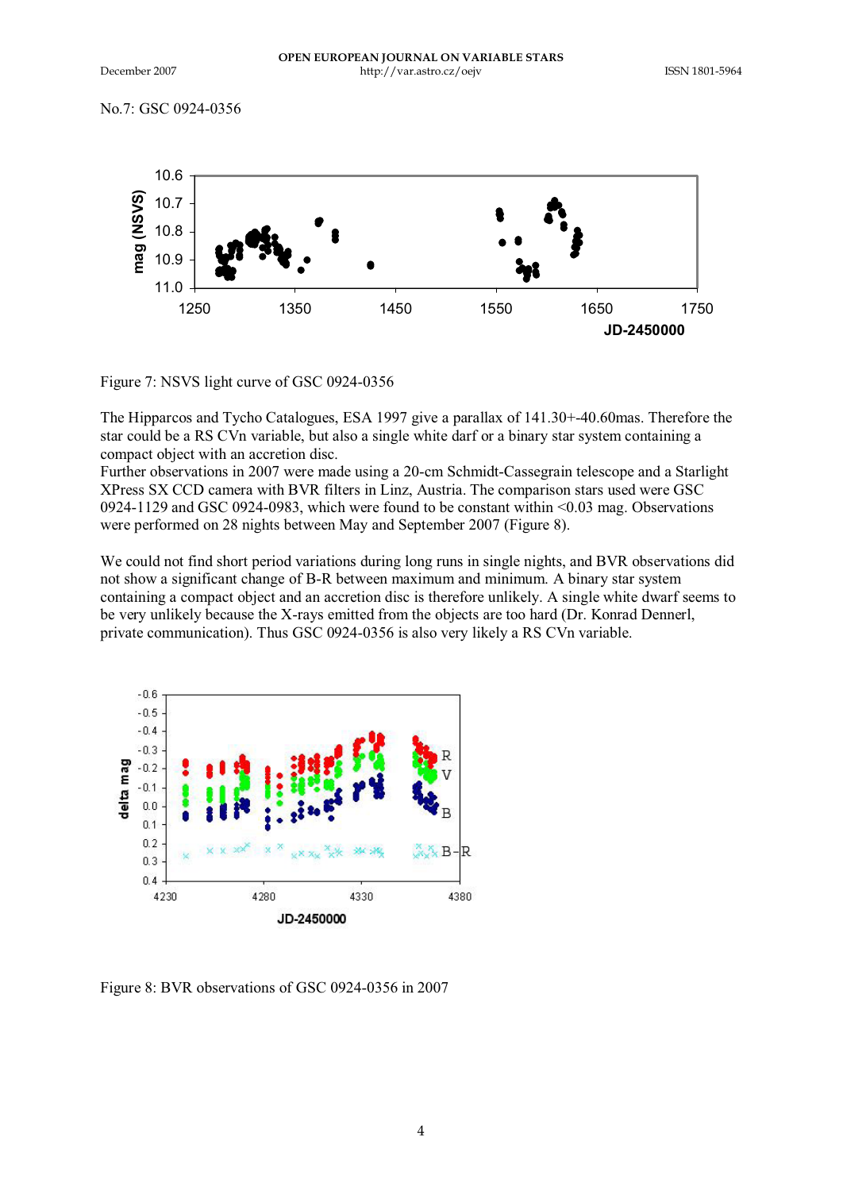No.7: GSC 0924-0356

Figure 7: NSVS light curve of GSC 0924-0356

The Hipparcos and Tycho Catalogues, ESA 1997 give a parallax of 141.30+-40.60mas. Therefore the star could be a RS CVn variable, but also a single white darf or a binary star system containing a compact object with an accretion disc.
Further observations in 2007 were made using a 20-cm Schmidt-Cassegrain telescope and a Starlight XPress SX CCD camera with BVR filters in Linz, Austria. The comparison stars used were GSC 0924-1129 and GSC 0924-0983, which were found to be constant within <0.03 mag. Observations were performed on 28 nights between May and September 2007 (Figure 8).

We could not find short period variations during long runs in single nights, and BVR observations did not show a significant change of B-R between maximum and minimum. A binary star system containing a compact object and an accretion disc is therefore unlikely. A single white dwarf seems to be very unlikely because the X-rays emitted from the objects are too hard (Dr. Konrad Dennerl, private communication). Thus GSC 0924-0356 is also very likely a RS CVn variable.

Figure 8: BVR observations of GSC 0924-0356 in 2007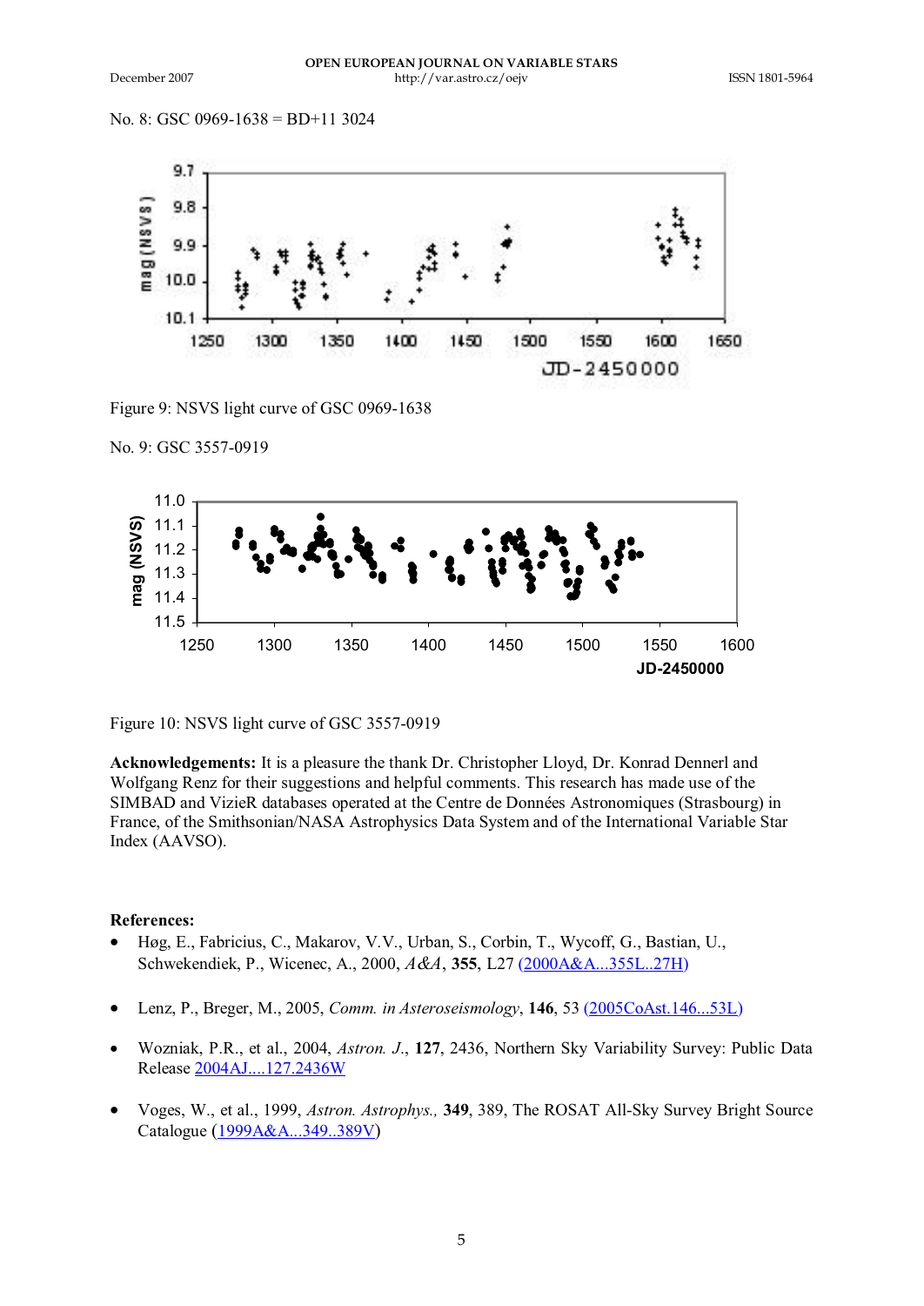No. 8: GSC 0969-1638 = BD+11 3024

9.7
9.8
9.9
10.0
10.1
mag (NSVS)
1250 1300 1350 1400 1450 1500 1550 1600 1650
JD-2450000

Figure 9: NSVS light curve of GSC 0969-1638

No. 9: GSC 3557-0919

11.0
11.1
11.2
11.3
11.4
11.5
mag (NSVS)
1250 1300 1350 1400 1450 1500 1550 1600
JD-2450000

Figure 10: NSVS light curve of GSC 3557-0919

**Acknowledgements:** It is a pleasure the thank Dr. Christopher Lloyd, Dr. Konrad Dennerl and Wolfgang Renz for their suggestions and helpful comments. This research has made use of the SIMBAD and VizieR databases operated at the Centre de Données Astronomiques (Strasbourg) in France, of the Smithsonian/NASA Astrophysics Data System and of the International Variable Star Index (AAVSO).

**References:**

- Høg, E., Fabricius, C., Makarov, V.V., Urban, S., Corbin, T., Wycoff, G., Bastian, U., Schwekendiek, P., Wicenec, A., 2000, *A&A*, **355**, L27 (2000A&A...355L..27H)
- Lenz, P., Breger, M., 2005, *Comm. in Asteroseismology*, **146**, 53 (2005CoAst.146...53L)
- Wozniak, P.R., et al., 2004, *Astron. J.*, **127**, 2436, Northern Sky Variability Survey: Public Data Release 2004AJ....127.2436W
- Voges, W., et al., 1999, *Astron. Astrophys.,* **349**, 389, The ROSAT All-Sky Survey Bright Source Catalogue (1999A&A...349..389V)